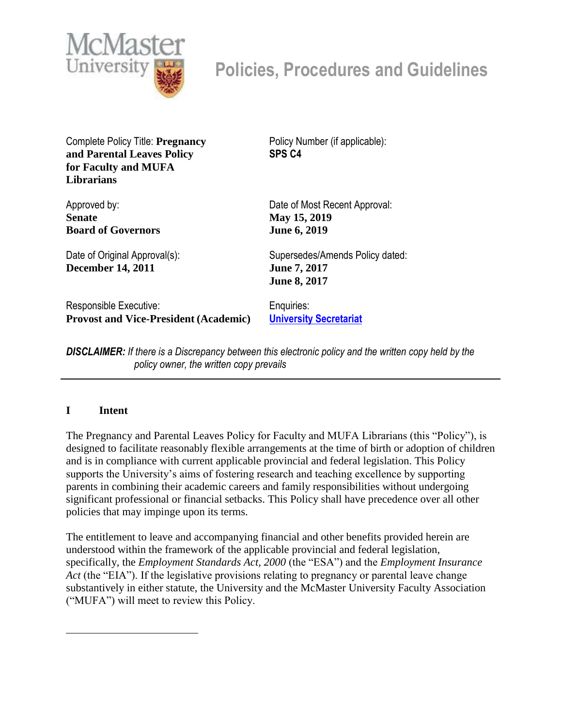# Policies, Procedures and Guidelines

| | |
|---|---|
| Complete Policy Title: **Pregnancy and Parental Leaves Policy for Faculty and MUFA Librarians** | Policy Number (if applicable): **SPS C4** |
| Approved by: **Senate** **Board of Governors** | Date of Most Recent Approval: **May 15, 2019** **June 6, 2019** |
| Date of Original Approval(s): **December 14, 2011** | Supersedes/Amends Policy dated: **June 7, 2017** **June 8, 2017** |
| Responsible Executive: **Provost and Vice-President (Academic)** | Enquiries: **University Secretariat** |

***DISCLAIMER:** If there is a Discrepancy between this electronic policy and the written copy held by the policy owner, the written copy prevails*

---

## I Intent

The Pregnancy and Parental Leaves Policy for Faculty and MUFA Librarians (this "Policy"), is designed to facilitate reasonably flexible arrangements at the time of birth or adoption of children and is in compliance with current applicable provincial and federal legislation. This Policy supports the University's aims of fostering research and teaching excellence by supporting parents in combining their academic careers and family responsibilities without undergoing significant professional or financial setbacks. This Policy shall have precedence over all other policies that may impinge upon its terms.

The entitlement to leave and accompanying financial and other benefits provided herein are understood within the framework of the applicable provincial and federal legislation, specifically, the *Employment Standards Act, 2000* (the "ESA") and the *Employment Insurance Act* (the "EIA"). If the legislative provisions relating to pregnancy or parental leave change substantively in either statute, the University and the McMaster University Faculty Association ("MUFA") will meet to review this Policy.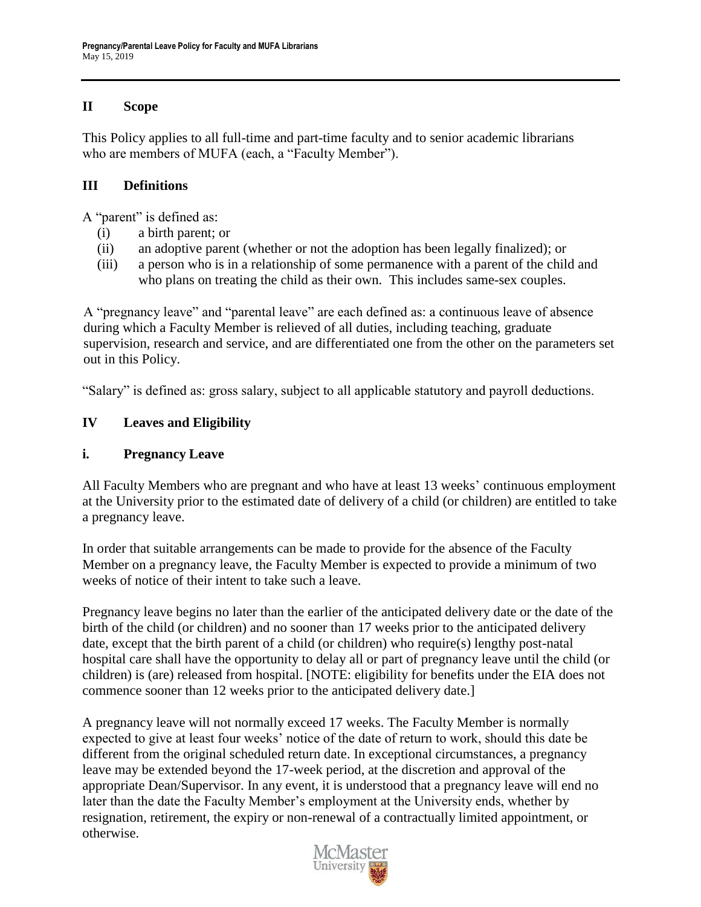## II Scope

This Policy applies to all full-time and part-time faculty and to senior academic librarians who are members of MUFA (each, a "Faculty Member").

## III Definitions

A "parent" is defined as:

- (i) a birth parent; or
- (ii) an adoptive parent (whether or not the adoption has been legally finalized); or
- (iii) a person who is in a relationship of some permanence with a parent of the child and who plans on treating the child as their own. This includes same-sex couples.

A "pregnancy leave" and "parental leave" are each defined as: a continuous leave of absence during which a Faculty Member is relieved of all duties, including teaching, graduate supervision, research and service, and are differentiated one from the other on the parameters set out in this Policy.

"Salary" is defined as: gross salary, subject to all applicable statutory and payroll deductions.

## IV Leaves and Eligibility

### i. Pregnancy Leave

All Faculty Members who are pregnant and who have at least 13 weeks' continuous employment at the University prior to the estimated date of delivery of a child (or children) are entitled to take a pregnancy leave.

In order that suitable arrangements can be made to provide for the absence of the Faculty Member on a pregnancy leave, the Faculty Member is expected to provide a minimum of two weeks of notice of their intent to take such a leave.

Pregnancy leave begins no later than the earlier of the anticipated delivery date or the date of the birth of the child (or children) and no sooner than 17 weeks prior to the anticipated delivery date, except that the birth parent of a child (or children) who require(s) lengthy post-natal hospital care shall have the opportunity to delay all or part of pregnancy leave until the child (or children) is (are) released from hospital. [NOTE: eligibility for benefits under the EIA does not commence sooner than 12 weeks prior to the anticipated delivery date.]

A pregnancy leave will not normally exceed 17 weeks. The Faculty Member is normally expected to give at least four weeks' notice of the date of return to work, should this date be different from the original scheduled return date. In exceptional circumstances, a pregnancy leave may be extended beyond the 17-week period, at the discretion and approval of the appropriate Dean/Supervisor. In any event, it is understood that a pregnancy leave will end no later than the date the Faculty Member's employment at the University ends, whether by resignation, retirement, the expiry or non-renewal of a contractually limited appointment, or otherwise.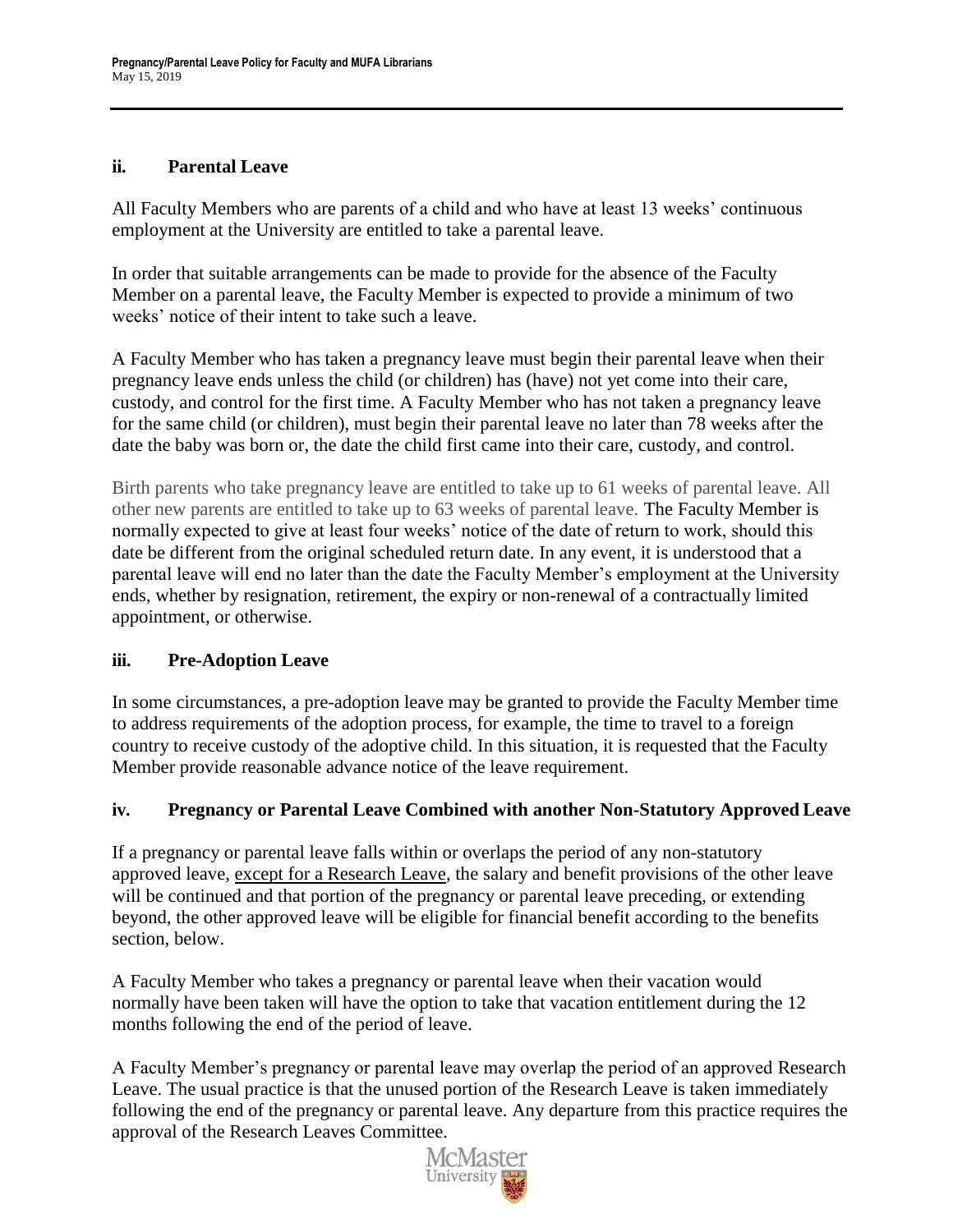### ii. Parental Leave

All Faculty Members who are parents of a child and who have at least 13 weeks' continuous employment at the University are entitled to take a parental leave.

In order that suitable arrangements can be made to provide for the absence of the Faculty Member on a parental leave, the Faculty Member is expected to provide a minimum of two weeks' notice of their intent to take such a leave.

A Faculty Member who has taken a pregnancy leave must begin their parental leave when their pregnancy leave ends unless the child (or children) has (have) not yet come into their care, custody, and control for the first time. A Faculty Member who has not taken a pregnancy leave for the same child (or children), must begin their parental leave no later than 78 weeks after the date the baby was born or, the date the child first came into their care, custody, and control.

Birth parents who take pregnancy leave are entitled to take up to 61 weeks of parental leave. All other new parents are entitled to take up to 63 weeks of parental leave. The Faculty Member is normally expected to give at least four weeks' notice of the date of return to work, should this date be different from the original scheduled return date. In any event, it is understood that a parental leave will end no later than the date the Faculty Member's employment at the University ends, whether by resignation, retirement, the expiry or non-renewal of a contractually limited appointment, or otherwise.

### iii. Pre-Adoption Leave

In some circumstances, a pre-adoption leave may be granted to provide the Faculty Member time to address requirements of the adoption process, for example, the time to travel to a foreign country to receive custody of the adoptive child. In this situation, it is requested that the Faculty Member provide reasonable advance notice of the leave requirement.

### iv. Pregnancy or Parental Leave Combined with another Non-Statutory Approved Leave

If a pregnancy or parental leave falls within or overlaps the period of any non-statutory approved leave, <u>except for a Research Leave</u>, the salary and benefit provisions of the other leave will be continued and that portion of the pregnancy or parental leave preceding, or extending beyond, the other approved leave will be eligible for financial benefit according to the benefits section, below.

A Faculty Member who takes a pregnancy or parental leave when their vacation would normally have been taken will have the option to take that vacation entitlement during the 12 months following the end of the period of leave.

A Faculty Member's pregnancy or parental leave may overlap the period of an approved Research Leave. The usual practice is that the unused portion of the Research Leave is taken immediately following the end of the pregnancy or parental leave. Any departure from this practice requires the approval of the Research Leaves Committee.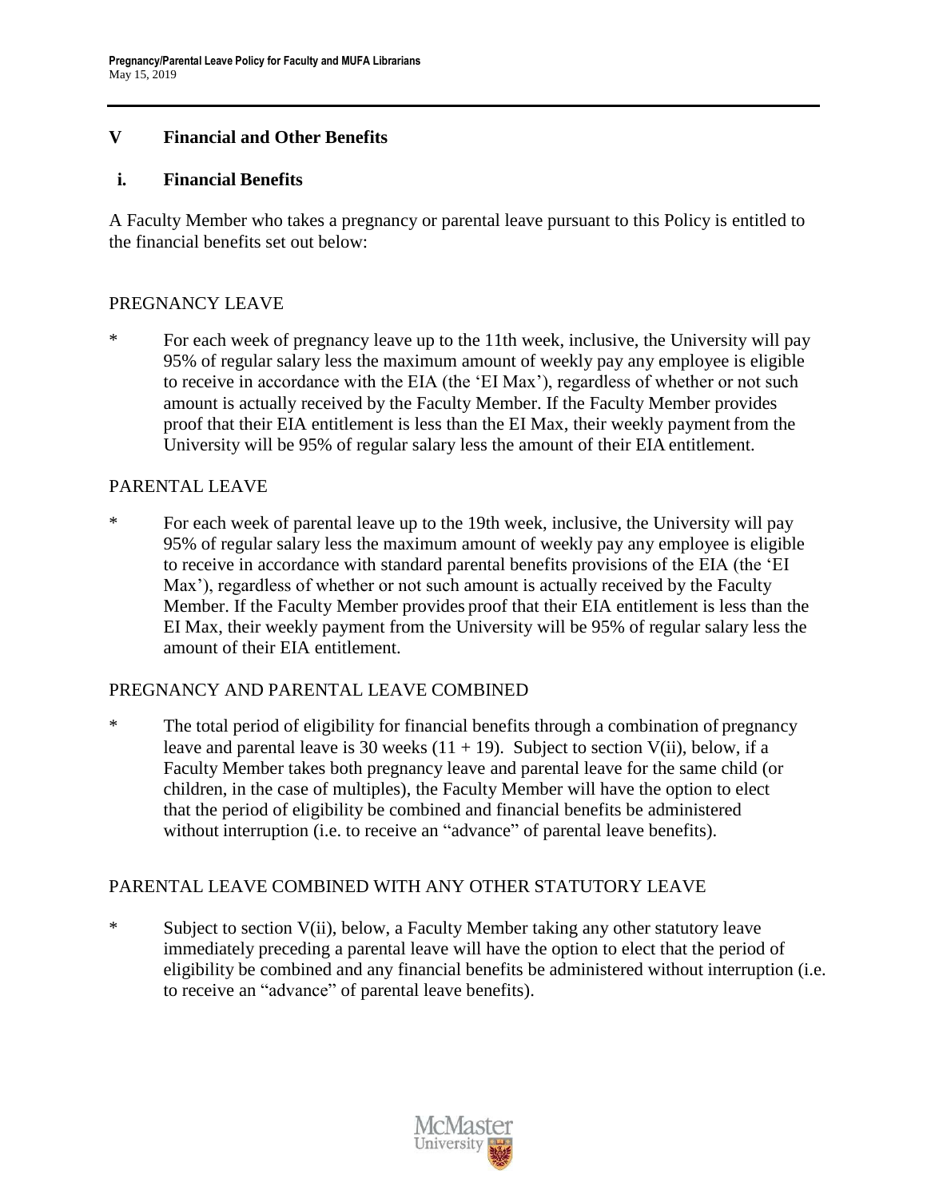## V Financial and Other Benefits

### i. Financial Benefits

A Faculty Member who takes a pregnancy or parental leave pursuant to this Policy is entitled to the financial benefits set out below:

PREGNANCY LEAVE

* For each week of pregnancy leave up to the 11th week, inclusive, the University will pay 95% of regular salary less the maximum amount of weekly pay any employee is eligible to receive in accordance with the EIA (the 'EI Max'), regardless of whether or not such amount is actually received by the Faculty Member. If the Faculty Member provides proof that their EIA entitlement is less than the EI Max, their weekly payment from the University will be 95% of regular salary less the amount of their EIA entitlement.

PARENTAL LEAVE

* For each week of parental leave up to the 19th week, inclusive, the University will pay 95% of regular salary less the maximum amount of weekly pay any employee is eligible to receive in accordance with standard parental benefits provisions of the EIA (the 'EI Max'), regardless of whether or not such amount is actually received by the Faculty Member. If the Faculty Member provides proof that their EIA entitlement is less than the EI Max, their weekly payment from the University will be 95% of regular salary less the amount of their EIA entitlement.

PREGNANCY AND PARENTAL LEAVE COMBINED

* The total period of eligibility for financial benefits through a combination of pregnancy leave and parental leave is 30 weeks (11 + 19). Subject to section V(ii), below, if a Faculty Member takes both pregnancy leave and parental leave for the same child (or children, in the case of multiples), the Faculty Member will have the option to elect that the period of eligibility be combined and financial benefits be administered without interruption (i.e. to receive an "advance" of parental leave benefits).

PARENTAL LEAVE COMBINED WITH ANY OTHER STATUTORY LEAVE

* Subject to section V(ii), below, a Faculty Member taking any other statutory leave immediately preceding a parental leave will have the option to elect that the period of eligibility be combined and any financial benefits be administered without interruption (i.e. to receive an "advance" of parental leave benefits).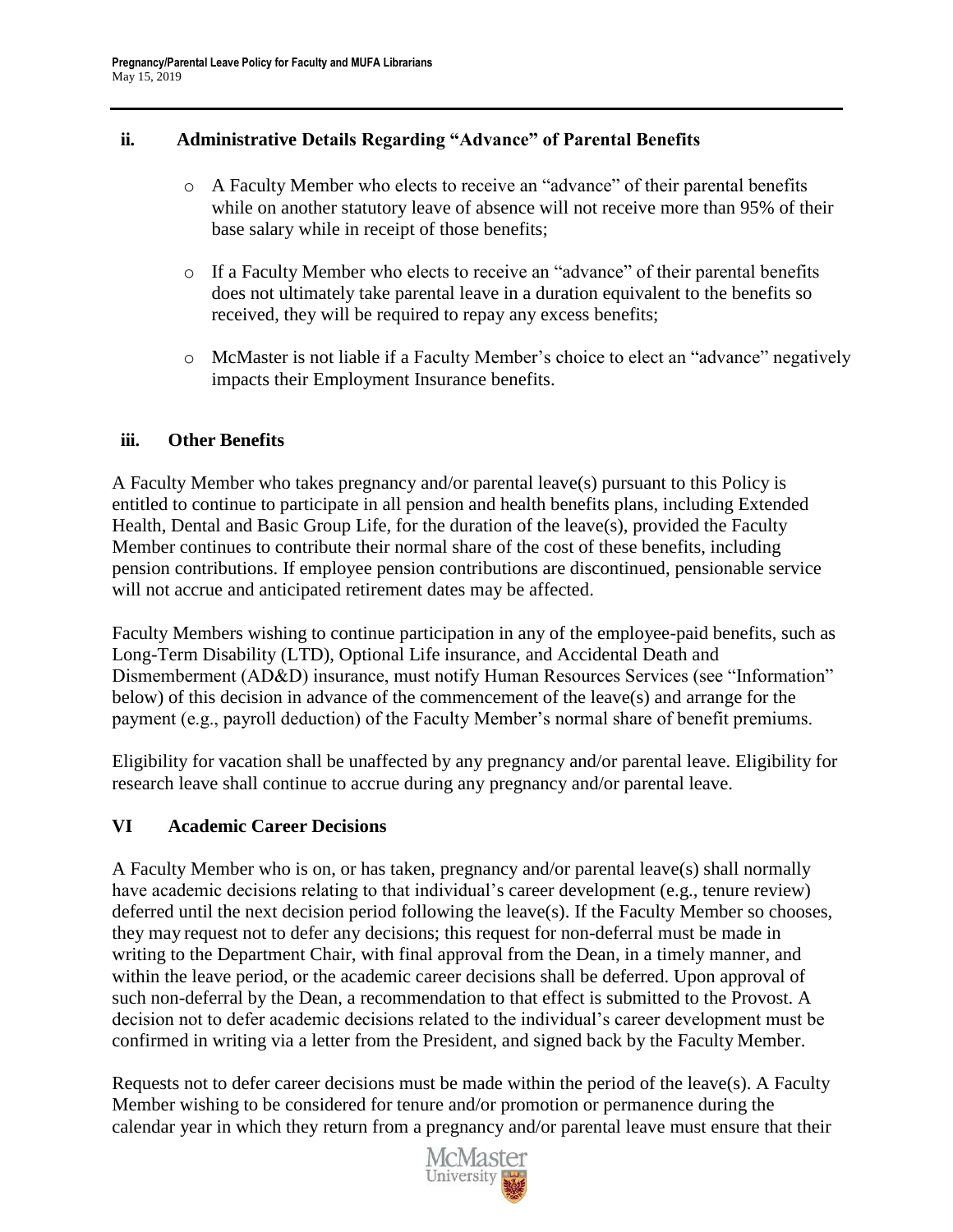### ii. Administrative Details Regarding "Advance" of Parental Benefits

- A Faculty Member who elects to receive an "advance" of their parental benefits while on another statutory leave of absence will not receive more than 95% of their base salary while in receipt of those benefits;
- If a Faculty Member who elects to receive an "advance" of their parental benefits does not ultimately take parental leave in a duration equivalent to the benefits so received, they will be required to repay any excess benefits;
- McMaster is not liable if a Faculty Member's choice to elect an "advance" negatively impacts their Employment Insurance benefits.

### iii. Other Benefits

A Faculty Member who takes pregnancy and/or parental leave(s) pursuant to this Policy is entitled to continue to participate in all pension and health benefits plans, including Extended Health, Dental and Basic Group Life, for the duration of the leave(s), provided the Faculty Member continues to contribute their normal share of the cost of these benefits, including pension contributions. If employee pension contributions are discontinued, pensionable service will not accrue and anticipated retirement dates may be affected.

Faculty Members wishing to continue participation in any of the employee-paid benefits, such as Long-Term Disability (LTD), Optional Life insurance, and Accidental Death and Dismemberment (AD&D) insurance, must notify Human Resources Services (see "Information" below) of this decision in advance of the commencement of the leave(s) and arrange for the payment (e.g., payroll deduction) of the Faculty Member's normal share of benefit premiums.

Eligibility for vacation shall be unaffected by any pregnancy and/or parental leave. Eligibility for research leave shall continue to accrue during any pregnancy and/or parental leave.

## VI Academic Career Decisions

A Faculty Member who is on, or has taken, pregnancy and/or parental leave(s) shall normally have academic decisions relating to that individual's career development (e.g., tenure review) deferred until the next decision period following the leave(s). If the Faculty Member so chooses, they may request not to defer any decisions; this request for non-deferral must be made in writing to the Department Chair, with final approval from the Dean, in a timely manner, and within the leave period, or the academic career decisions shall be deferred. Upon approval of such non-deferral by the Dean, a recommendation to that effect is submitted to the Provost. A decision not to defer academic decisions related to the individual's career development must be confirmed in writing via a letter from the President, and signed back by the Faculty Member.

Requests not to defer career decisions must be made within the period of the leave(s). A Faculty Member wishing to be considered for tenure and/or promotion or permanence during the calendar year in which they return from a pregnancy and/or parental leave must ensure that their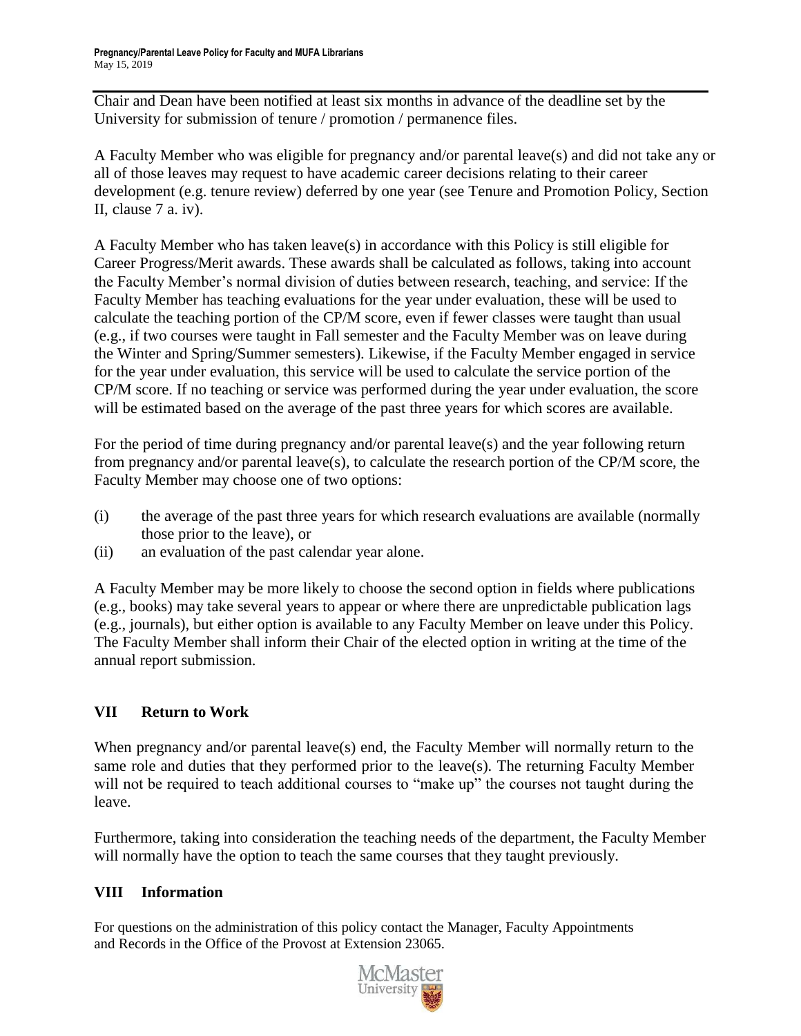Chair and Dean have been notified at least six months in advance of the deadline set by the University for submission of tenure / promotion / permanence files.

A Faculty Member who was eligible for pregnancy and/or parental leave(s) and did not take any or all of those leaves may request to have academic career decisions relating to their career development (e.g. tenure review) deferred by one year (see Tenure and Promotion Policy, Section II, clause 7 a. iv).

A Faculty Member who has taken leave(s) in accordance with this Policy is still eligible for Career Progress/Merit awards. These awards shall be calculated as follows, taking into account the Faculty Member's normal division of duties between research, teaching, and service: If the Faculty Member has teaching evaluations for the year under evaluation, these will be used to calculate the teaching portion of the CP/M score, even if fewer classes were taught than usual (e.g., if two courses were taught in Fall semester and the Faculty Member was on leave during the Winter and Spring/Summer semesters). Likewise, if the Faculty Member engaged in service for the year under evaluation, this service will be used to calculate the service portion of the CP/M score. If no teaching or service was performed during the year under evaluation, the score will be estimated based on the average of the past three years for which scores are available.

For the period of time during pregnancy and/or parental leave(s) and the year following return from pregnancy and/or parental leave(s), to calculate the research portion of the CP/M score, the Faculty Member may choose one of two options:

(i) the average of the past three years for which research evaluations are available (normally those prior to the leave), or
(ii) an evaluation of the past calendar year alone.

A Faculty Member may be more likely to choose the second option in fields where publications (e.g., books) may take several years to appear or where there are unpredictable publication lags (e.g., journals), but either option is available to any Faculty Member on leave under this Policy. The Faculty Member shall inform their Chair of the elected option in writing at the time of the annual report submission.

## VII Return to Work

When pregnancy and/or parental leave(s) end, the Faculty Member will normally return to the same role and duties that they performed prior to the leave(s). The returning Faculty Member will not be required to teach additional courses to "make up" the courses not taught during the leave.

Furthermore, taking into consideration the teaching needs of the department, the Faculty Member will normally have the option to teach the same courses that they taught previously.

## VIII Information

For questions on the administration of this policy contact the Manager, Faculty Appointments and Records in the Office of the Provost at Extension 23065.